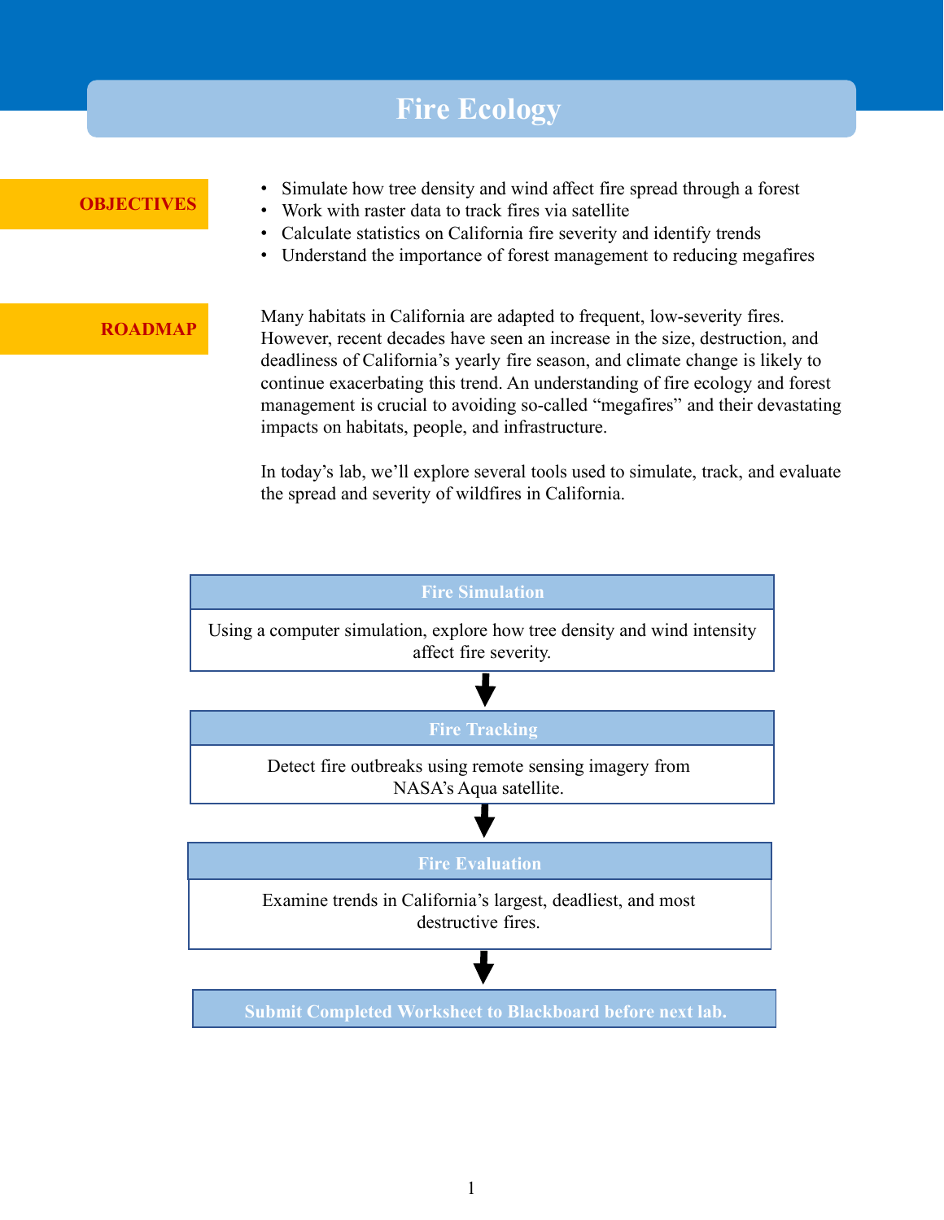# Fire Ecology

## OBJECTIVES

- Simulate how tree density and wind affect fire spread through a forest
- Work with raster data to track fires via satellite
- Calculate statistics on California fire severity and identify trends
- Understand the importance of forest management to reducing megafires

## ROADMAP

Many habitats in California are adapted to frequent, low-severity fires. However, recent decades have seen an increase in the size, destruction, and deadliness of California's yearly fire season, and climate change is likely to continue exacerbating this trend. An understanding of fire ecology and forest management is crucial to avoiding so-called "megafires" and their devastating impacts on habitats, people, and infrastructure.

In today's lab, we'll explore several tools used to simulate, track, and evaluate the spread and severity of wildfires in California.

**Fire Simulation**

Using a computer simulation, explore how tree density and wind intensity affect fire severity.

↓

**Fire Tracking**

Detect fire outbreaks using remote sensing imagery from NASA's Aqua satellite.

↓

**Fire Evaluation**

Examine trends in California's largest, deadliest, and most destructive fires.

↓

**Submit Completed Worksheet to Blackboard before next lab.**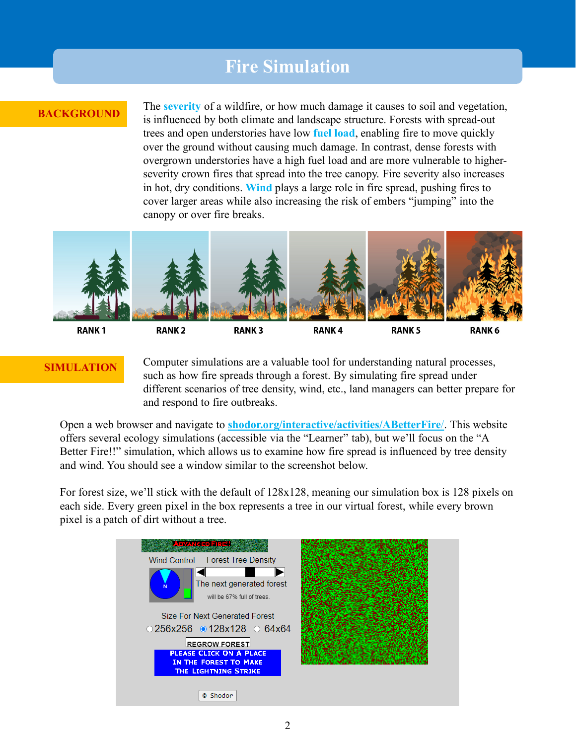# Fire Simulation

## BACKGROUND

The **severity** of a wildfire, or how much damage it causes to soil and vegetation, is influenced by both climate and landscape structure. Forests with spread-out trees and open understories have low **fuel load**, enabling fire to move quickly over the ground without causing much damage. In contrast, dense forests with overgrown understories have a high fuel load and are more vulnerable to higher-severity crown fires that spread into the tree canopy. Fire severity also increases in hot, dry conditions. **Wind** plays a large role in fire spread, pushing fires to cover larger areas while also increasing the risk of embers "jumping" into the canopy or over fire breaks.

RANK 1 RANK 2 RANK 3 RANK 4 RANK 5 RANK 6

## SIMULATION

Computer simulations are a valuable tool for understanding natural processes, such as how fire spreads through a forest. By simulating fire spread under different scenarios of tree density, wind, etc., land managers can better prepare for and respond to fire outbreaks.

Open a web browser and navigate to [shodor.org/interactive/activities/ABetterFire/](shodor.org/interactive/activities/ABetterFire/). This website offers several ecology simulations (accessible via the "Learner" tab), but we'll focus on the "A Better Fire!!" simulation, which allows us to examine how fire spread is influenced by tree density and wind. You should see a window similar to the screenshot below.

For forest size, we'll stick with the default of 128x128, meaning our simulation box is 128 pixels on each side. Every green pixel in the box represents a tree in our virtual forest, while every brown pixel is a patch of dirt without a tree.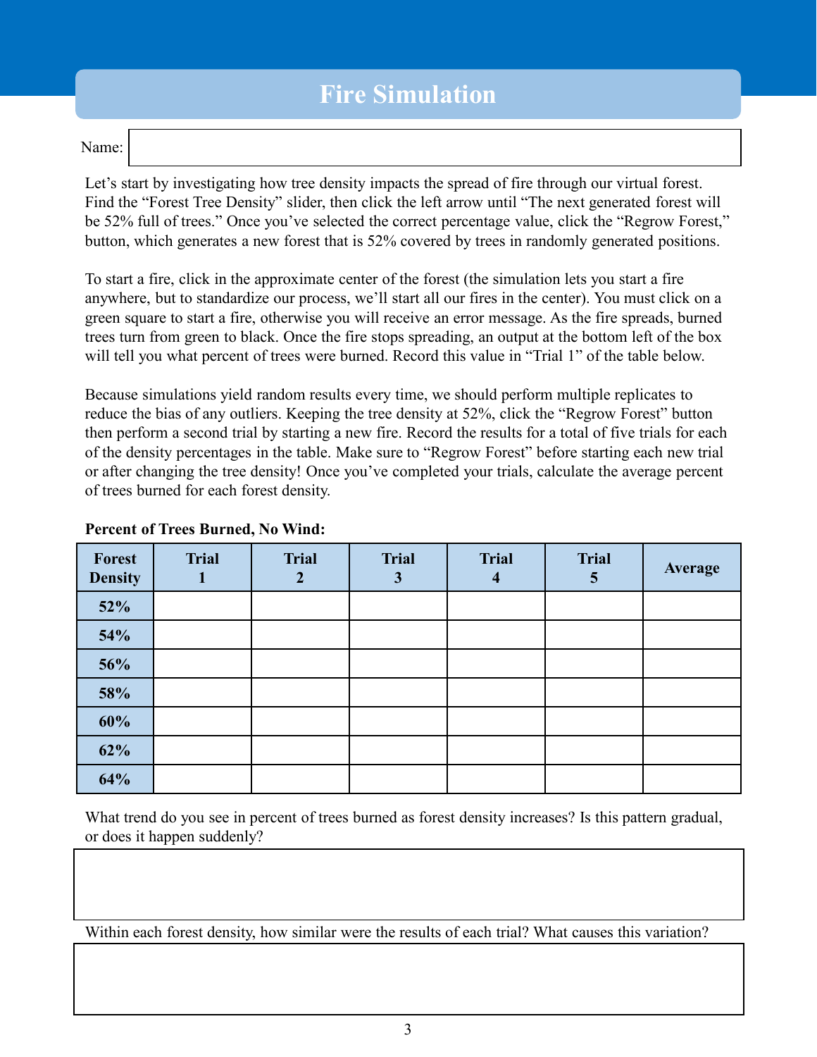# Fire Simulation

Name:

Let's start by investigating how tree density impacts the spread of fire through our virtual forest. Find the "Forest Tree Density" slider, then click the left arrow until "The next generated forest will be 52% full of trees." Once you've selected the correct percentage value, click the "Regrow Forest," button, which generates a new forest that is 52% covered by trees in randomly generated positions.

To start a fire, click in the approximate center of the forest (the simulation lets you start a fire anywhere, but to standardize our process, we'll start all our fires in the center). You must click on a green square to start a fire, otherwise you will receive an error message. As the fire spreads, burned trees turn from green to black. Once the fire stops spreading, an output at the bottom left of the box will tell you what percent of trees were burned. Record this value in "Trial 1" of the table below.

Because simulations yield random results every time, we should perform multiple replicates to reduce the bias of any outliers. Keeping the tree density at 52%, click the "Regrow Forest" button then perform a second trial by starting a new fire. Record the results for a total of five trials for each of the density percentages in the table. Make sure to "Regrow Forest" before starting each new trial or after changing the tree density! Once you've completed your trials, calculate the average percent of trees burned for each forest density.

**Percent of Trees Burned, No Wind:**

| Forest Density | Trial 1 | Trial 2 | Trial 3 | Trial 4 | Trial 5 | Average |
|---|---|---|---|---|---|---|
| 52% | | | | | | |
| 54% | | | | | | |
| 56% | | | | | | |
| 58% | | | | | | |
| 60% | | | | | | |
| 62% | | | | | | |
| 64% | | | | | | |

What trend do you see in percent of trees burned as forest density increases? Is this pattern gradual, or does it happen suddenly?

Within each forest density, how similar were the results of each trial? What causes this variation?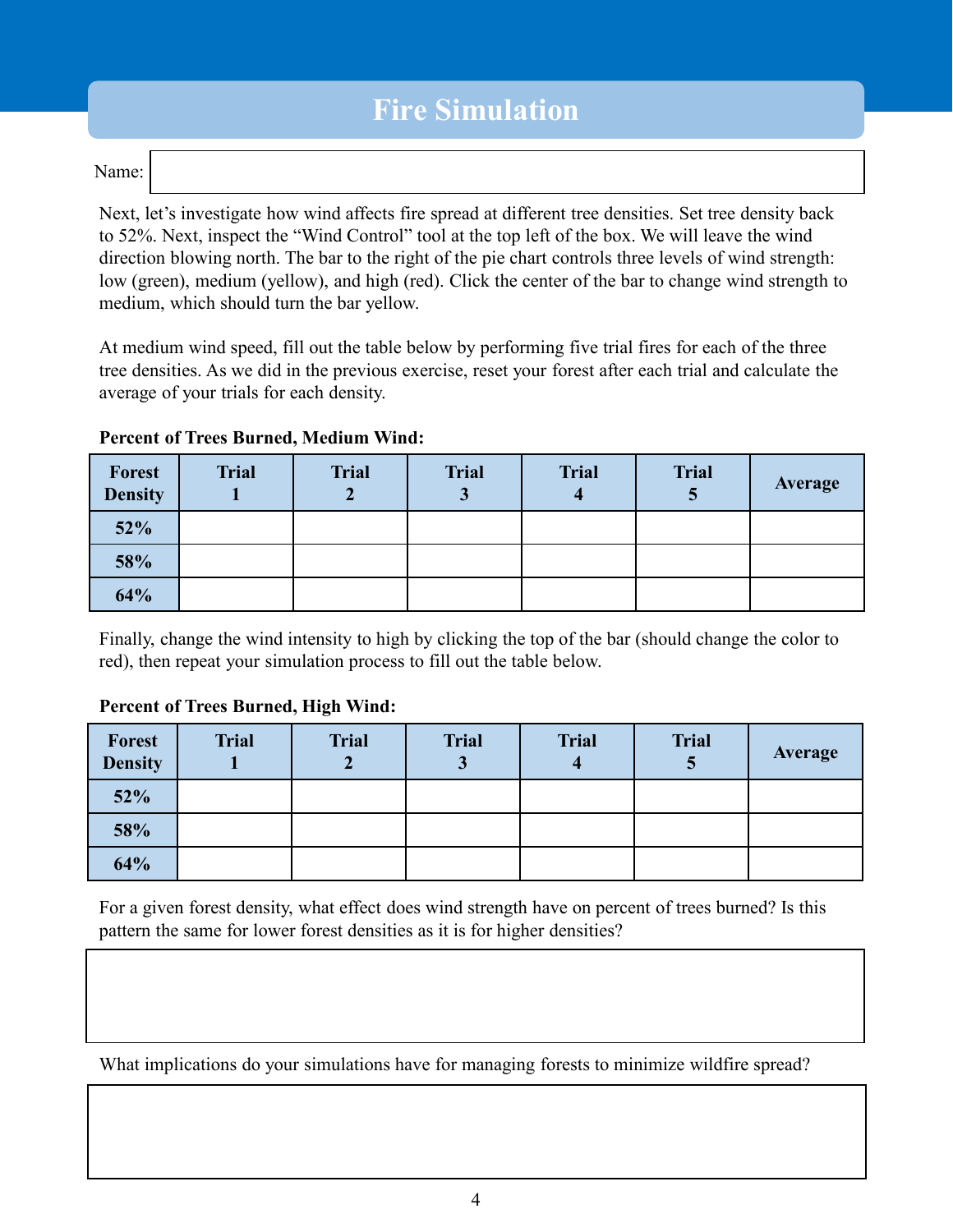# Fire Simulation

Name:

Next, let's investigate how wind affects fire spread at different tree densities. Set tree density back to 52%. Next, inspect the "Wind Control" tool at the top left of the box. We will leave the wind direction blowing north. The bar to the right of the pie chart controls three levels of wind strength: low (green), medium (yellow), and high (red). Click the center of the bar to change wind strength to medium, which should turn the bar yellow.

At medium wind speed, fill out the table below by performing five trial fires for each of the three tree densities. As we did in the previous exercise, reset your forest after each trial and calculate the average of your trials for each density.

**Percent of Trees Burned, Medium Wind:**

| Forest Density | Trial 1 | Trial 2 | Trial 3 | Trial 4 | Trial 5 | Average |
|---|---|---|---|---|---|---|
| **52%** | | | | | | |
| **58%** | | | | | | |
| **64%** | | | | | | |

Finally, change the wind intensity to high by clicking the top of the bar (should change the color to red), then repeat your simulation process to fill out the table below.

**Percent of Trees Burned, High Wind:**

| Forest Density | Trial 1 | Trial 2 | Trial 3 | Trial 4 | Trial 5 | Average |
|---|---|---|---|---|---|---|
| **52%** | | | | | | |
| **58%** | | | | | | |
| **64%** | | | | | | |

For a given forest density, what effect does wind strength have on percent of trees burned? Is this pattern the same for lower forest densities as it is for higher densities?

What implications do your simulations have for managing forests to minimize wildfire spread?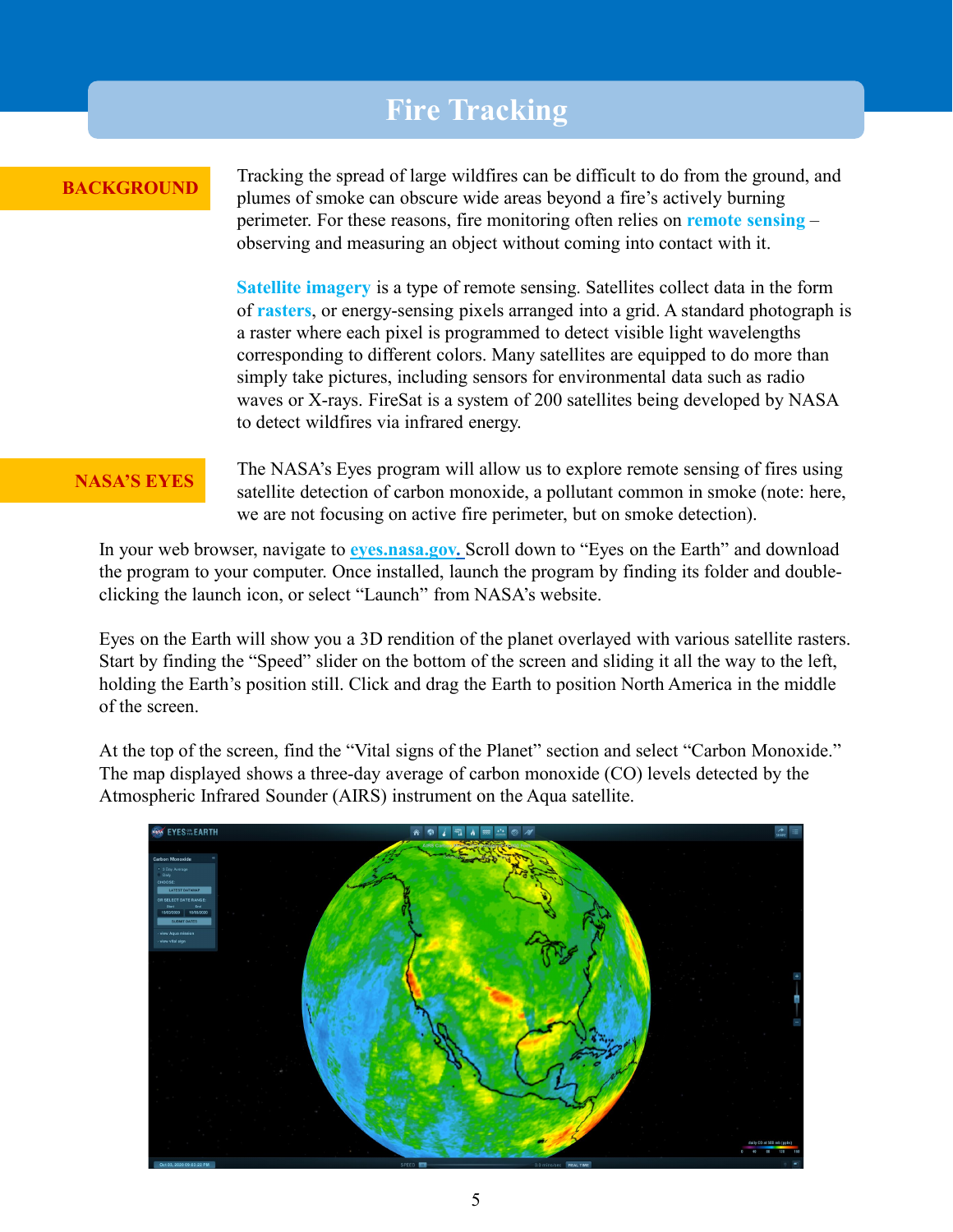# Fire Tracking

**BACKGROUND**

Tracking the spread of large wildfires can be difficult to do from the ground, and plumes of smoke can obscure wide areas beyond a fire's actively burning perimeter. For these reasons, fire monitoring often relies on **remote sensing** – observing and measuring an object without coming into contact with it.

**Satellite imagery** is a type of remote sensing. Satellites collect data in the form of **rasters**, or energy-sensing pixels arranged into a grid. A standard photograph is a raster where each pixel is programmed to detect visible light wavelengths corresponding to different colors. Many satellites are equipped to do more than simply take pictures, including sensors for environmental data such as radio waves or X-rays. FireSat is a system of 200 satellites being developed by NASA to detect wildfires via infrared energy.

**NASA'S EYES**

The NASA's Eyes program will allow us to explore remote sensing of fires using satellite detection of carbon monoxide, a pollutant common in smoke (note: here, we are not focusing on active fire perimeter, but on smoke detection).

In your web browser, navigate to [eyes.nasa.gov.](eyes.nasa.gov) Scroll down to "Eyes on the Earth" and download the program to your computer. Once installed, launch the program by finding its folder and double-clicking the launch icon, or select "Launch" from NASA's website.

Eyes on the Earth will show you a 3D rendition of the planet overlayed with various satellite rasters. Start by finding the "Speed" slider on the bottom of the screen and sliding it all the way to the left, holding the Earth's position still. Click and drag the Earth to position North America in the middle of the screen.

At the top of the screen, find the "Vital signs of the Planet" section and select "Carbon Monoxide." The map displayed shows a three-day average of carbon monoxide (CO) levels detected by the Atmospheric Infrared Sounder (AIRS) instrument on the Aqua satellite.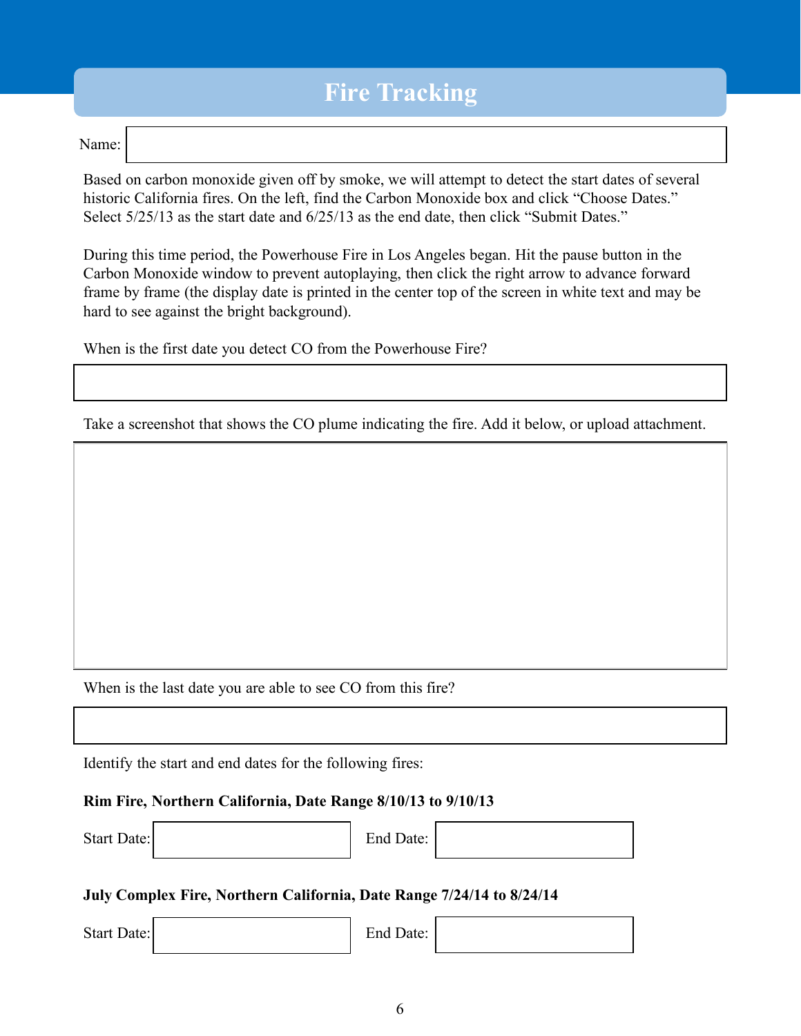# Fire Tracking

Name:

Based on carbon monoxide given off by smoke, we will attempt to detect the start dates of several historic California fires. On the left, find the Carbon Monoxide box and click "Choose Dates." Select 5/25/13 as the start date and 6/25/13 as the end date, then click "Submit Dates."

During this time period, the Powerhouse Fire in Los Angeles began. Hit the pause button in the Carbon Monoxide window to prevent autoplaying, then click the right arrow to advance forward frame by frame (the display date is printed in the center top of the screen in white text and may be hard to see against the bright background).

When is the first date you detect CO from the Powerhouse Fire?

Take a screenshot that shows the CO plume indicating the fire. Add it below, or upload attachment.

When is the last date you are able to see CO from this fire?

Identify the start and end dates for the following fires:

**Rim Fire, Northern California, Date Range 8/10/13 to 9/10/13**

Start Date: End Date:

**July Complex Fire, Northern California, Date Range 7/24/14 to 8/24/14**

Start Date: End Date: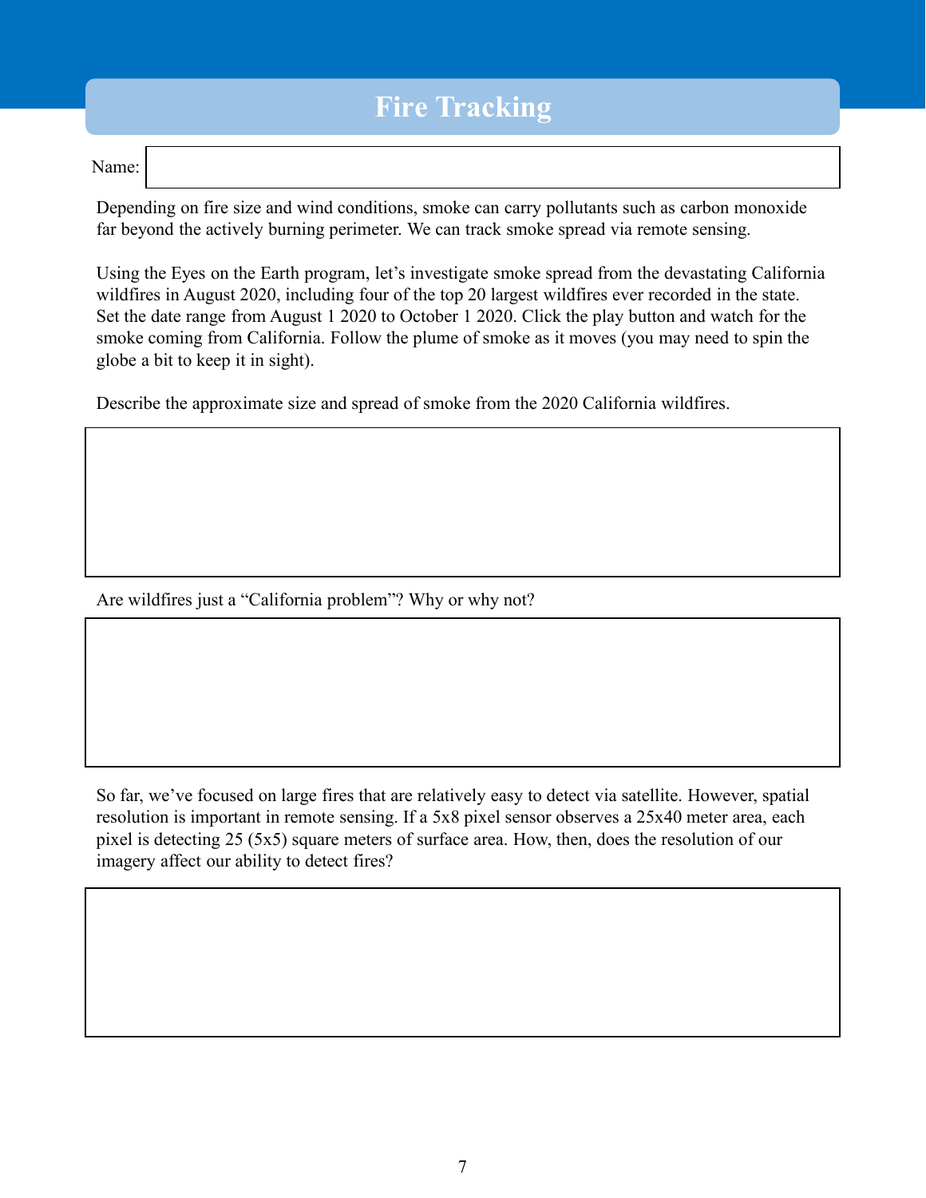# Fire Tracking

Name:

Depending on fire size and wind conditions, smoke can carry pollutants such as carbon monoxide far beyond the actively burning perimeter. We can track smoke spread via remote sensing.

Using the Eyes on the Earth program, let's investigate smoke spread from the devastating California wildfires in August 2020, including four of the top 20 largest wildfires ever recorded in the state. Set the date range from August 1 2020 to October 1 2020. Click the play button and watch for the smoke coming from California. Follow the plume of smoke as it moves (you may need to spin the globe a bit to keep it in sight).

Describe the approximate size and spread of smoke from the 2020 California wildfires.

Are wildfires just a "California problem"? Why or why not?

So far, we've focused on large fires that are relatively easy to detect via satellite. However, spatial resolution is important in remote sensing. If a 5x8 pixel sensor observes a 25x40 meter area, each pixel is detecting 25 (5x5) square meters of surface area. How, then, does the resolution of our imagery affect our ability to detect fires?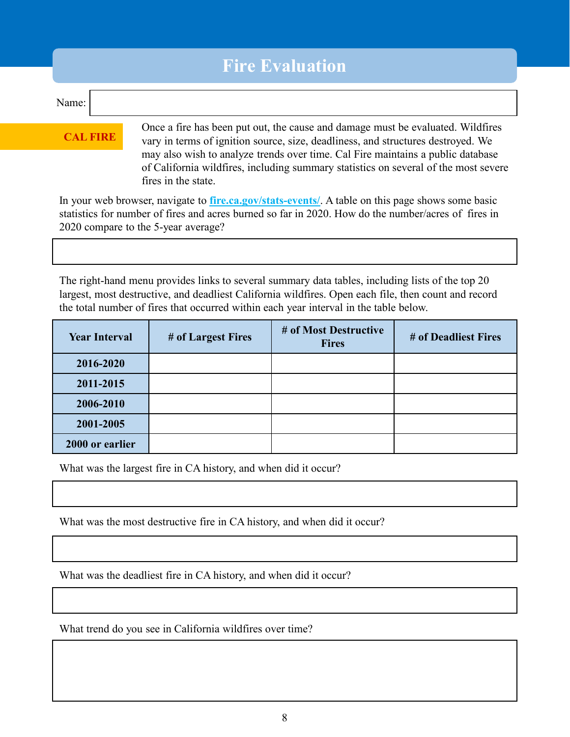# Fire Evaluation

Name:

**CAL FIRE**

Once a fire has been put out, the cause and damage must be evaluated. Wildfires vary in terms of ignition source, size, deadliness, and structures destroyed. We may also wish to analyze trends over time. Cal Fire maintains a public database of California wildfires, including summary statistics on several of the most severe fires in the state.

In your web browser, navigate to **fire.ca.gov/stats-events/**. A table on this page shows some basic statistics for number of fires and acres burned so far in 2020. How do the number/acres of fires in 2020 compare to the 5-year average?

The right-hand menu provides links to several summary data tables, including lists of the top 20 largest, most destructive, and deadliest California wildfires. Open each file, then count and record the total number of fires that occurred within each year interval in the table below.

| Year Interval | # of Largest Fires | # of Most Destructive Fires | # of Deadliest Fires |
|---|---|---|---|
| 2016-2020 | | | |
| 2011-2015 | | | |
| 2006-2010 | | | |
| 2001-2005 | | | |
| 2000 or earlier | | | |

What was the largest fire in CA history, and when did it occur?

What was the most destructive fire in CA history, and when did it occur?

What was the deadliest fire in CA history, and when did it occur?

What trend do you see in California wildfires over time?